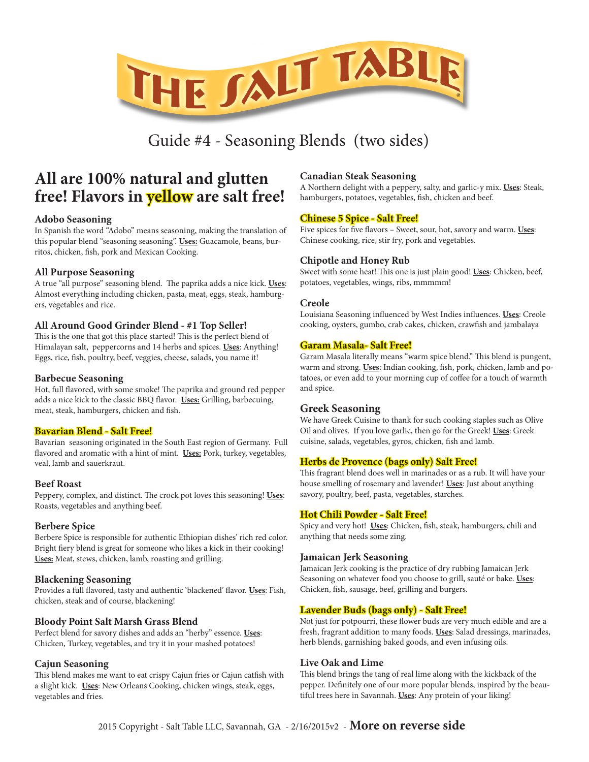# THE SALT TABLE

## Guide #4 - Seasoning Blends (two sides)

## All are 100% natural and gluten free! Flavors in yellow are salt free!

### Adobo Seasoning
In Spanish the word "Adobo" means seasoning, making the translation of this popular blend "seasoning seasoning". **Uses:** Guacamole, beans, burritos, chicken, fish, pork and Mexican Cooking.

### All Purpose Seasoning
A true "all purpose" seasoning blend. The paprika adds a nice kick. **Uses**: Almost everything including chicken, pasta, meat, eggs, steak, hamburgers, vegetables and rice.

### All Around Good Grinder Blend - #1 Top Seller!
This is the one that got this place started! This is the perfect blend of Himalayan salt, peppercorns and 14 herbs and spices. **Uses**: Anything! Eggs, rice, fish, poultry, beef, veggies, cheese, salads, you name it!

### Barbecue Seasoning
Hot, full flavored, with some smoke! The paprika and ground red pepper adds a nice kick to the classic BBQ flavor. **Uses:** Grilling, barbecuing, meat, steak, hamburgers, chicken and fish.

### Bavarian Blend - Salt Free!
Bavarian seasoning originated in the South East region of Germany. Full flavored and aromatic with a hint of mint. **Uses:** Pork, turkey, vegetables, veal, lamb and sauerkraut.

### Beef Roast
Peppery, complex, and distinct. The crock pot loves this seasoning! **Uses**: Roasts, vegetables and anything beef.

### Berbere Spice
Berbere Spice is responsible for authentic Ethiopian dishes' rich red color. Bright fiery blend is great for someone who likes a kick in their cooking! **Uses:** Meat, stews, chicken, lamb, roasting and grilling.

### Blackening Seasoning
Provides a full flavored, tasty and authentic 'blackened' flavor. **Uses**: Fish, chicken, steak and of course, blackening!

### Bloody Point Salt Marsh Grass Blend
Perfect blend for savory dishes and adds an "herby" essence. **Uses**: Chicken, Turkey, vegetables, and try it in your mashed potatoes!

### Cajun Seasoning
This blend makes me want to eat crispy Cajun fries or Cajun catfish with a slight kick. **Uses**: New Orleans Cooking, chicken wings, steak, eggs, vegetables and fries.

### Canadian Steak Seasoning
A Northern delight with a peppery, salty, and garlic-y mix. **Uses**: Steak, hamburgers, potatoes, vegetables, fish, chicken and beef.

### Chinese 5 Spice - Salt Free!
Five spices for five flavors – Sweet, sour, hot, savory and warm. **Uses**: Chinese cooking, rice, stir fry, pork and vegetables.

### Chipotle and Honey Rub
Sweet with some heat! This one is just plain good! **Uses**: Chicken, beef, potatoes, vegetables, wings, ribs, mmmmm!

### Creole
Louisiana Seasoning influenced by West Indies influences. **Uses**: Creole cooking, oysters, gumbo, crab cakes, chicken, crawfish and jambalaya

### Garam Masala- Salt Free!
Garam Masala literally means "warm spice blend." This blend is pungent, warm and strong. **Uses**: Indian cooking, fish, pork, chicken, lamb and potatoes, or even add to your morning cup of coffee for a touch of warmth and spice.

### Greek Seasoning
We have Greek Cuisine to thank for such cooking staples such as Olive Oil and olives. If you love garlic, then go for the Greek! **Uses**: Greek cuisine, salads, vegetables, gyros, chicken, fish and lamb.

### Herbs de Provence (bags only) Salt Free!
This fragrant blend does well in marinades or as a rub. It will have your house smelling of rosemary and lavender! **Uses**: Just about anything savory, poultry, beef, pasta, vegetables, starches.

### Hot Chili Powder - Salt Free!
Spicy and very hot! **Uses**: Chicken, fish, steak, hamburgers, chili and anything that needs some zing.

### Jamaican Jerk Seasoning
Jamaican Jerk cooking is the practice of dry rubbing Jamaican Jerk Seasoning on whatever food you choose to grill, sauté or bake. **Uses**: Chicken, fish, sausage, beef, grilling and burgers.

### Lavender Buds (bags only) - Salt Free!
Not just for potpourri, these flower buds are very much edible and are a fresh, fragrant addition to many foods. **Uses**: Salad dressings, marinades, herb blends, garnishing baked goods, and even infusing oils.

### Live Oak and Lime
This blend brings the tang of real lime along with the kickback of the pepper. Definitely one of our more popular blends, inspired by the beautiful trees here in Savannah. **Uses**: Any protein of your liking!

2015 Copyright - Salt Table LLC, Savannah, GA - 2/16/2015v2 - **More on reverse side**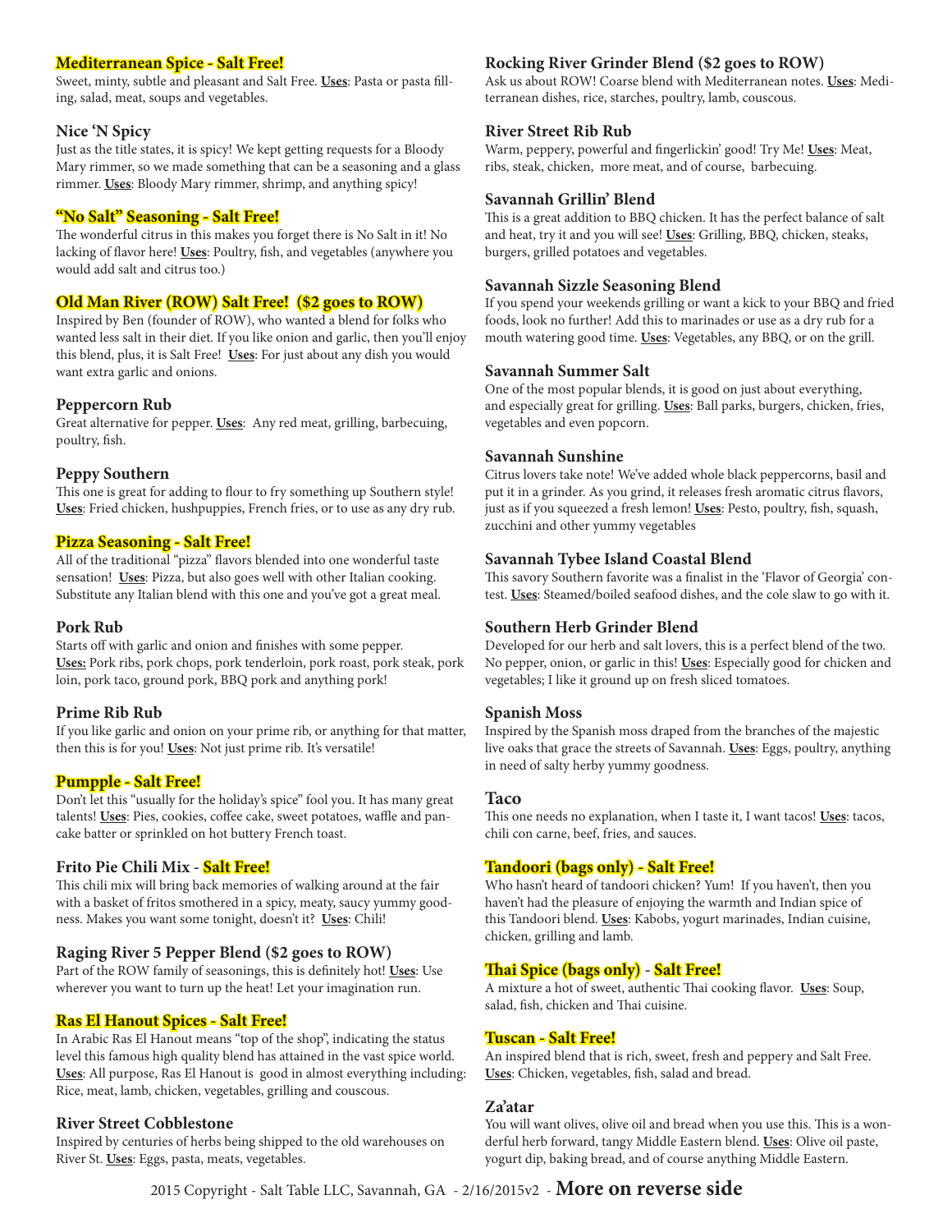### Mediterranean Spice - Salt Free!

Sweet, minty, subtle and pleasant and Salt Free. **Uses**: Pasta or pasta filling, salad, meat, soups and vegetables.

### Nice 'N Spicy

Just as the title states, it is spicy! We kept getting requests for a Bloody Mary rimmer, so we made something that can be a seasoning and a glass rimmer. **Uses**: Bloody Mary rimmer, shrimp, and anything spicy!

### "No Salt" Seasoning - Salt Free!

The wonderful citrus in this makes you forget there is No Salt in it! No lacking of flavor here! **Uses**: Poultry, fish, and vegetables (anywhere you would add salt and citrus too.)

### Old Man River (ROW) Salt Free! ($2 goes to ROW)

Inspired by Ben (founder of ROW), who wanted a blend for folks who wanted less salt in their diet. If you like onion and garlic, then you'll enjoy this blend, plus, it is Salt Free! **Uses**: For just about any dish you would want extra garlic and onions.

### Peppercorn Rub

Great alternative for pepper. **Uses**: Any red meat, grilling, barbecuing, poultry, fish.

### Peppy Southern

This one is great for adding to flour to fry something up Southern style! **Uses**: Fried chicken, hushpuppies, French fries, or to use as any dry rub.

### Pizza Seasoning - Salt Free!

All of the traditional "pizza" flavors blended into one wonderful taste sensation! **Uses**: Pizza, but also goes well with other Italian cooking. Substitute any Italian blend with this one and you've got a great meal.

### Pork Rub

Starts off with garlic and onion and finishes with some pepper. **Uses:** Pork ribs, pork chops, pork tenderloin, pork roast, pork steak, pork loin, pork taco, ground pork, BBQ pork and anything pork!

### Prime Rib Rub

If you like garlic and onion on your prime rib, or anything for that matter, then this is for you! **Uses**: Not just prime rib. It's versatile!

### Pumpple - Salt Free!

Don't let this "usually for the holiday's spice" fool you. It has many great talents! **Uses**: Pies, cookies, coffee cake, sweet potatoes, waffle and pancake batter or sprinkled on hot buttery French toast.

### Frito Pie Chili Mix - Salt Free!

This chili mix will bring back memories of walking around at the fair with a basket of fritos smothered in a spicy, meaty, saucy yummy goodness. Makes you want some tonight, doesn't it? **Uses**: Chili!

### Raging River 5 Pepper Blend ($2 goes to ROW)

Part of the ROW family of seasonings, this is definitely hot! **Uses**: Use wherever you want to turn up the heat! Let your imagination run.

### Ras El Hanout Spices - Salt Free!

In Arabic Ras El Hanout means "top of the shop", indicating the status level this famous high quality blend has attained in the vast spice world. **Uses**: All purpose, Ras El Hanout is good in almost everything including: Rice, meat, lamb, chicken, vegetables, grilling and couscous.

### River Street Cobblestone

Inspired by centuries of herbs being shipped to the old warehouses on River St. **Uses**: Eggs, pasta, meats, vegetables.

### Rocking River Grinder Blend ($2 goes to ROW)

Ask us about ROW! Coarse blend with Mediterranean notes. **Uses**: Mediterranean dishes, rice, starches, poultry, lamb, couscous.

### River Street Rib Rub

Warm, peppery, powerful and fingerlickin' good! Try Me! **Uses**: Meat, ribs, steak, chicken, more meat, and of course, barbecuing.

### Savannah Grillin' Blend

This is a great addition to BBQ chicken. It has the perfect balance of salt and heat, try it and you will see! **Uses**: Grilling, BBQ, chicken, steaks, burgers, grilled potatoes and vegetables.

### Savannah Sizzle Seasoning Blend

If you spend your weekends grilling or want a kick to your BBQ and fried foods, look no further! Add this to marinades or use as a dry rub for a mouth watering good time. **Uses**: Vegetables, any BBQ, or on the grill.

### Savannah Summer Salt

One of the most popular blends, it is good on just about everything, and especially great for grilling. **Uses**: Ball parks, burgers, chicken, fries, vegetables and even popcorn.

### Savannah Sunshine

Citrus lovers take note! We've added whole black peppercorns, basil and put it in a grinder. As you grind, it releases fresh aromatic citrus flavors, just as if you squeezed a fresh lemon! **Uses**: Pesto, poultry, fish, squash, zucchini and other yummy vegetables

### Savannah Tybee Island Coastal Blend

This savory Southern favorite was a finalist in the 'Flavor of Georgia' contest. **Uses**: Steamed/boiled seafood dishes, and the cole slaw to go with it.

### Southern Herb Grinder Blend

Developed for our herb and salt lovers, this is a perfect blend of the two. No pepper, onion, or garlic in this! **Uses**: Especially good for chicken and vegetables; I like it ground up on fresh sliced tomatoes.

### Spanish Moss

Inspired by the Spanish moss draped from the branches of the majestic live oaks that grace the streets of Savannah. **Uses**: Eggs, poultry, anything in need of salty herby yummy goodness.

### Taco

This one needs no explanation, when I taste it, I want tacos! **Uses**: tacos, chili con carne, beef, fries, and sauces.

### Tandoori (bags only) - Salt Free!

Who hasn't heard of tandoori chicken? Yum! If you haven't, then you haven't had the pleasure of enjoying the warmth and Indian spice of this Tandoori blend. **Uses**: Kabobs, yogurt marinades, Indian cuisine, chicken, grilling and lamb.

### Thai Spice (bags only) - Salt Free!

A mixture a hot of sweet, authentic Thai cooking flavor. **Uses**: Soup, salad, fish, chicken and Thai cuisine.

### Tuscan - Salt Free!

An inspired blend that is rich, sweet, fresh and peppery and Salt Free. **Uses**: Chicken, vegetables, fish, salad and bread.

### Za'atar

You will want olives, olive oil and bread when you use this. This is a wonderful herb forward, tangy Middle Eastern blend. **Uses**: Olive oil paste, yogurt dip, baking bread, and of course anything Middle Eastern.

2015 Copyright - Salt Table LLC, Savannah, GA - 2/16/2015v2 - **More on reverse side**